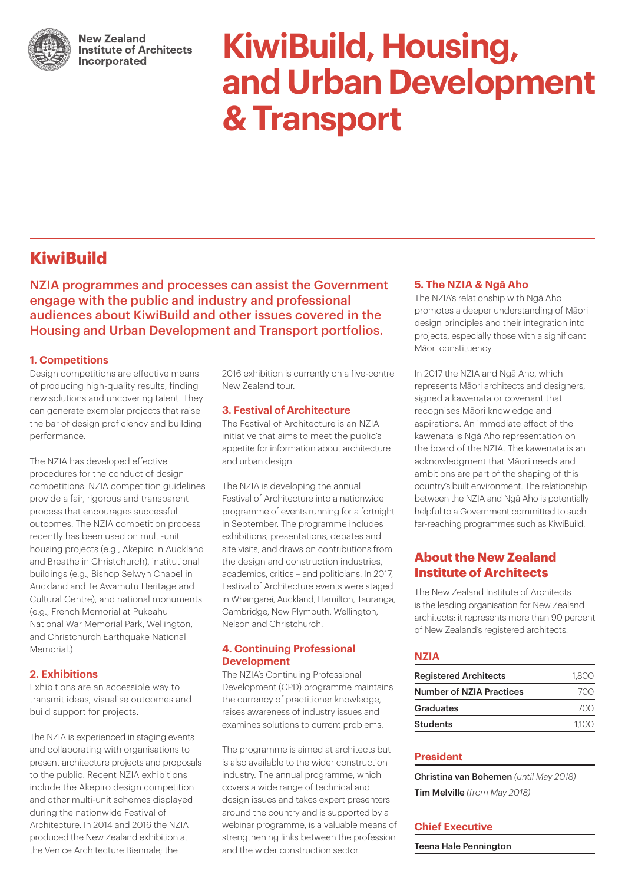New Zealand Institute of Architects Incorporated

# KiwiBuild, Housing, and Urban Development & Transport

## KiwiBuild

**NZIA programmes and processes can assist the Government engage with the public and industry and professional audiences about KiwiBuild and other issues covered in the Housing and Urban Development and Transport portfolios.**

### 1. Competitions

Design competitions are effective means of producing high-quality results, finding new solutions and uncovering talent. They can generate exemplar projects that raise the bar of design proficiency and building performance.

The NZIA has developed effective procedures for the conduct of design competitions. NZIA competition guidelines provide a fair, rigorous and transparent process that encourages successful outcomes. The NZIA competition process recently has been used on multi-unit housing projects (e.g., Akepiro in Auckland and Breathe in Christchurch), institutional buildings (e.g., Bishop Selwyn Chapel in Auckland and Te Awamutu Heritage and Cultural Centre), and national monuments (e.g., French Memorial at Pukeahu National War Memorial Park, Wellington, and Christchurch Earthquake National Memorial.)

### 2. Exhibitions

Exhibitions are an accessible way to transmit ideas, visualise outcomes and build support for projects.

The NZIA is experienced in staging events and collaborating with organisations to present architecture projects and proposals to the public. Recent NZIA exhibitions include the Akepiro design competition and other multi-unit schemes displayed during the nationwide Festival of Architecture. In 2014 and 2016 the NZIA produced the New Zealand exhibition at the Venice Architecture Biennale; the 2016 exhibition is currently on a five-centre New Zealand tour.

### 3. Festival of Architecture

The Festival of Architecture is an NZIA initiative that aims to meet the public's appetite for information about architecture and urban design.

The NZIA is developing the annual Festival of Architecture into a nationwide programme of events running for a fortnight in September. The programme includes exhibitions, presentations, debates and site visits, and draws on contributions from the design and construction industries, academics, critics – and politicians. In 2017, Festival of Architecture events were staged in Whangarei, Auckland, Hamilton, Tauranga, Cambridge, New Plymouth, Wellington, Nelson and Christchurch.

### 4. Continuing Professional Development

The NZIA's Continuing Professional Development (CPD) programme maintains the currency of practitioner knowledge, raises awareness of industry issues and examines solutions to current problems.

The programme is aimed at architects but is also available to the wider construction industry. The annual programme, which covers a wide range of technical and design issues and takes expert presenters around the country and is supported by a webinar programme, is a valuable means of strengthening links between the profession and the wider construction sector.

### 5. The NZIA & Ngā Aho

The NZIA's relationship with Ngā Aho promotes a deeper understanding of Māori design principles and their integration into projects, especially those with a significant Māori constituency.

In 2017 the NZIA and Ngā Aho, which represents Māori architects and designers, signed a kawenata or covenant that recognises Māori knowledge and aspirations. An immediate effect of the kawenata is Ngā Aho representation on the board of the NZIA. The kawenata is an acknowledgment that Māori needs and ambitions are part of the shaping of this country's built environment. The relationship between the NZIA and Ngā Aho is potentially helpful to a Government committed to such far-reaching programmes such as KiwiBuild.

## About the New Zealand Institute of Architects

The New Zealand Institute of Architects is the leading organisation for New Zealand architects; it represents more than 90 percent of New Zealand's registered architects.

### NZIA

| | |
|---|---|
| **Registered Architects** | 1,800 |
| **Number of NZIA Practices** | 700 |
| **Graduates** | 700 |
| **Students** | 1,100 |

### President

**Christina van Bohemen** *(until May 2018)*

**Tim Melville** *(from May 2018)*

### Chief Executive

**Teena Hale Pennington**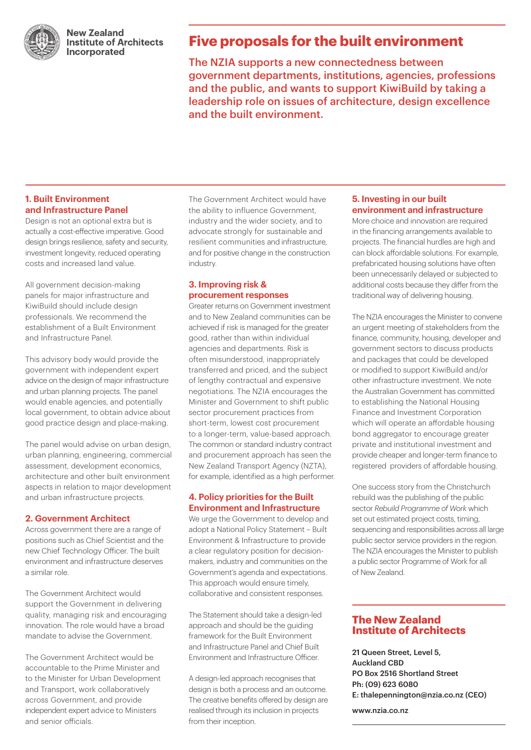**New Zealand Institute of Architects Incorporated**

# Five proposals for the built environment

The NZIA supports a new connectedness between government departments, institutions, agencies, professions and the public, and wants to support KiwiBuild by taking a leadership role on issues of architecture, design excellence and the built environment.

## 1. Built Environment and Infrastructure Panel

Design is not an optional extra but is actually a cost-effective imperative. Good design brings resilience, safety and security, investment longevity, reduced operating costs and increased land value.

All government decision-making panels for major infrastructure and KiwiBuild should include design professionals. We recommend the establishment of a Built Environment and Infrastructure Panel.

This advisory body would provide the government with independent expert advice on the design of major infrastructure and urban planning projects. The panel would enable agencies, and potentially local government, to obtain advice about good practice design and place-making.

The panel would advise on urban design, urban planning, engineering, commercial assessment, development economics, architecture and other built environment aspects in relation to major development and urban infrastructure projects.

## 2. Government Architect

Across government there are a range of positions such as Chief Scientist and the new Chief Technology Officer. The built environment and infrastructure deserves a similar role.

The Government Architect would support the Government in delivering quality, managing risk and encouraging innovation. The role would have a broad mandate to advise the Government.

The Government Architect would be accountable to the Prime Minister and to the Minister for Urban Development and Transport, work collaboratively across Government, and provide independent expert advice to Ministers and senior officials.

The Government Architect would have the ability to influence Government, industry and the wider society, and to advocate strongly for sustainable and resilient communities and infrastructure, and for positive change in the construction industry.

## 3. Improving risk & procurement responses

Greater returns on Government investment and to New Zealand communities can be achieved if risk is managed for the greater good, rather than within individual agencies and departments. Risk is often misunderstood, inappropriately transferred and priced, and the subject of lengthy contractual and expensive negotiations. The NZIA encourages the Minister and Government to shift public sector procurement practices from short-term, lowest cost procurement to a longer-term, value-based approach. The common or standard industry contract and procurement approach has seen the New Zealand Transport Agency (NZTA), for example, identified as a high performer.

## 4. Policy priorities for the Built Environment and Infrastructure

We urge the Government to develop and adopt a National Policy Statement – Built Environment & Infrastructure to provide a clear regulatory position for decision-makers, industry and communities on the Government's agenda and expectations. This approach would ensure timely, collaborative and consistent responses.

The Statement should take a design-led approach and should be the guiding framework for the Built Environment and Infrastructure Panel and Chief Built Environment and Infrastructure Officer.

A design-led approach recognises that design is both a process and an outcome. The creative benefits offered by design are realised through its inclusion in projects from their inception.

## 5. Investing in our built environment and infrastructure

More choice and innovation are required in the financing arrangements available to projects. The financial hurdles are high and can block affordable solutions. For example, prefabricated housing solutions have often been unnecessarily delayed or subjected to additional costs because they differ from the traditional way of delivering housing.

The NZIA encourages the Minister to convene an urgent meeting of stakeholders from the finance, community, housing, developer and government sectors to discuss products and packages that could be developed or modified to support KiwiBuild and/or other infrastructure investment. We note the Australian Government has committed to establishing the National Housing Finance and Investment Corporation which will operate an affordable housing bond aggregator to encourage greater private and institutional investment and provide cheaper and longer-term finance to registered providers of affordable housing.

One success story from the Christchurch rebuild was the publishing of the public sector *Rebuild Programme of Work* which set out estimated project costs, timing, sequencing and responsibilities across all large public sector service providers in the region. The NZIA encourages the Minister to publish a public sector Programme of Work for all of New Zealand.

## The New Zealand Institute of Architects

**21 Queen Street, Level 5,**
**Auckland CBD**
**PO Box 2516 Shortland Street**
**Ph: (09) 623 6080**
**E: thalepennington@nzia.co.nz (CEO)**

**www.nzia.co.nz**